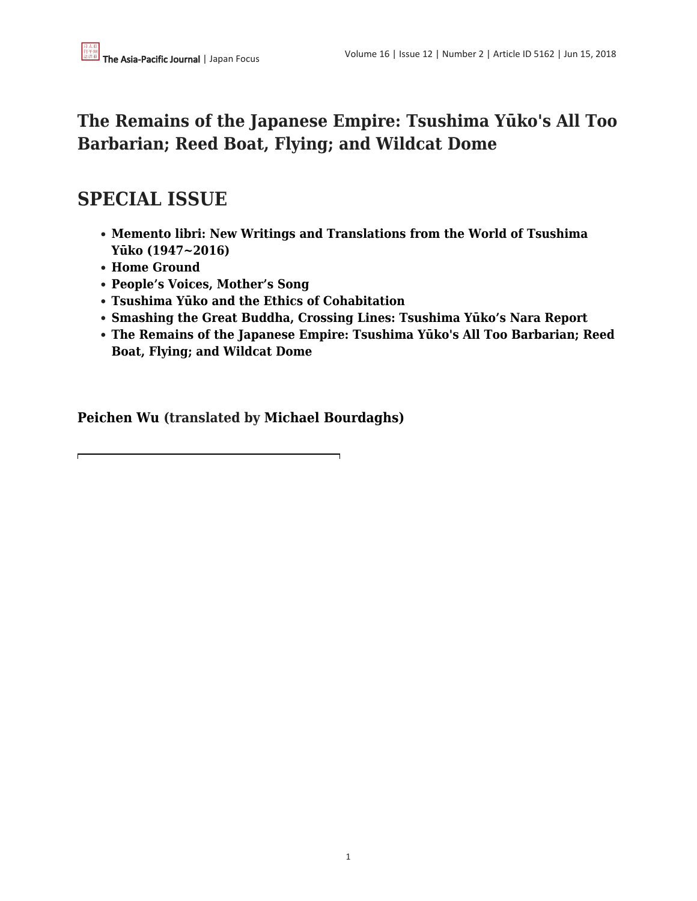# The Remains of the Japanese Empire: Tsushima Yūko's All Too Barbarian; Reed Boat, Flying; and Wildcat Dome

## SPECIAL ISSUE

- **Memento libri: New Writings and Translations from the World of Tsushima Yūko (1947~2016)**
- **Home Ground**
- **People's Voices, Mother's Song**
- **Tsushima Yūko and the Ethics of Cohabitation**
- **Smashing the Great Buddha, Crossing Lines: Tsushima Yūko's Nara Report**
- **The Remains of the Japanese Empire: Tsushima Yūko's All Too Barbarian; Reed Boat, Flying; and Wildcat Dome**

**Peichen Wu (translated by Michael Bourdaghs)**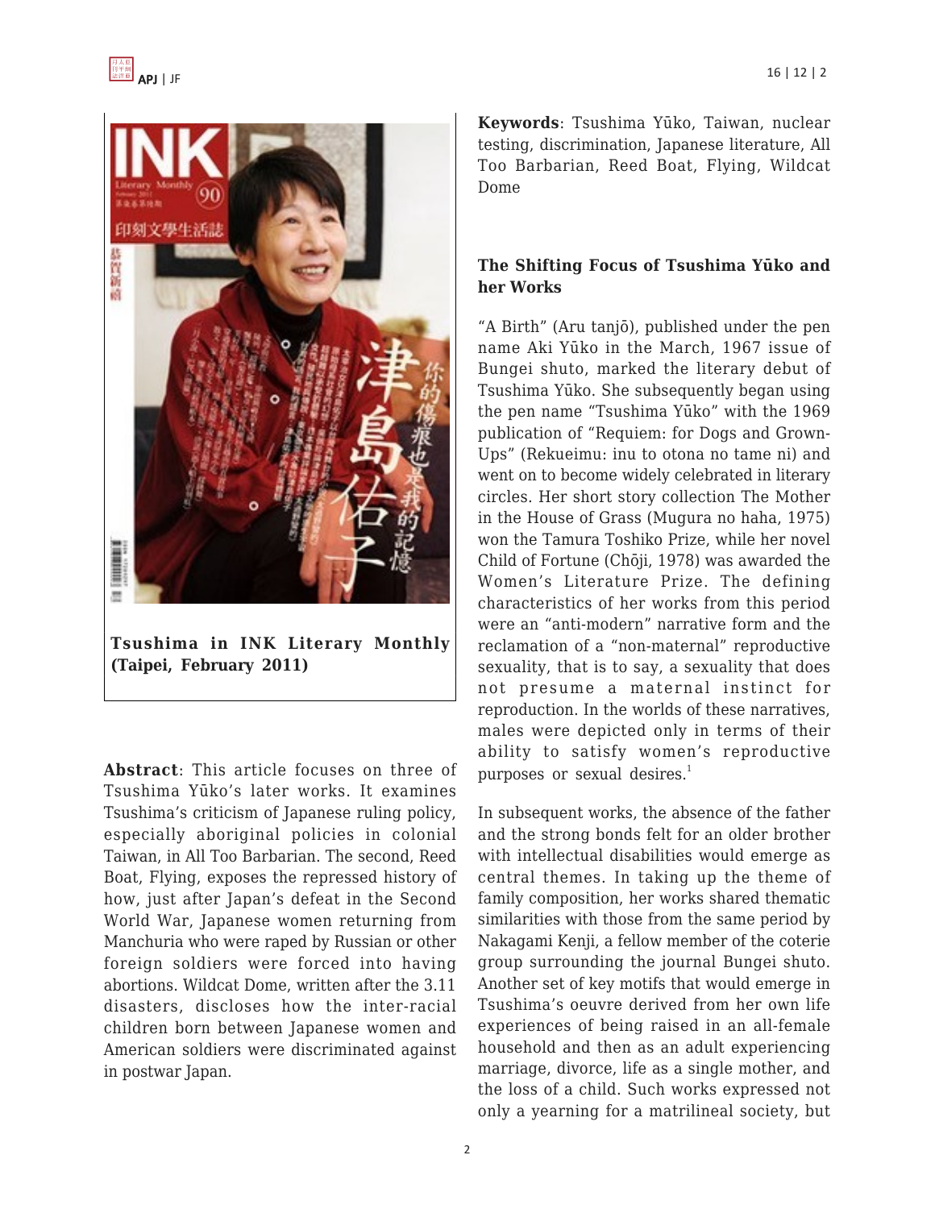Tsushima in INK Literary Monthly (Taipei, February 2011)

**Abstract**: This article focuses on three of Tsushima Yūko's later works. It examines Tsushima's criticism of Japanese ruling policy, especially aboriginal policies in colonial Taiwan, in All Too Barbarian. The second, Reed Boat, Flying, exposes the repressed history of how, just after Japan's defeat in the Second World War, Japanese women returning from Manchuria who were raped by Russian or other foreign soldiers were forced into having abortions. Wildcat Dome, written after the 3.11 disasters, discloses how the inter-racial children born between Japanese women and American soldiers were discriminated against in postwar Japan.

**Keywords**: Tsushima Yūko, Taiwan, nuclear testing, discrimination, Japanese literature, All Too Barbarian, Reed Boat, Flying, Wildcat Dome

**The Shifting Focus of Tsushima Yūko and her Works**

"A Birth" (Aru tanjō), published under the pen name Aki Yūko in the March, 1967 issue of Bungei shuto, marked the literary debut of Tsushima Yūko. She subsequently began using the pen name "Tsushima Yūko" with the 1969 publication of "Requiem: for Dogs and Grown-Ups" (Rekueimu: inu to otona no tame ni) and went on to become widely celebrated in literary circles. Her short story collection The Mother in the House of Grass (Mugura no haha, 1975) won the Tamura Toshiko Prize, while her novel Child of Fortune (Chōji, 1978) was awarded the Women's Literature Prize. The defining characteristics of her works from this period were an "anti-modern" narrative form and the reclamation of a "non-maternal" reproductive sexuality, that is to say, a sexuality that does not presume a maternal instinct for reproduction. In the worlds of these narratives, males were depicted only in terms of their ability to satisfy women's reproductive purposes or sexual desires.[1]

In subsequent works, the absence of the father and the strong bonds felt for an older brother with intellectual disabilities would emerge as central themes. In taking up the theme of family composition, her works shared thematic similarities with those from the same period by Nakagami Kenji, a fellow member of the coterie group surrounding the journal Bungei shuto. Another set of key motifs that would emerge in Tsushima's oeuvre derived from her own life experiences of being raised in an all-female household and then as an adult experiencing marriage, divorce, life as a single mother, and the loss of a child. Such works expressed not only a yearning for a matrilineal society, but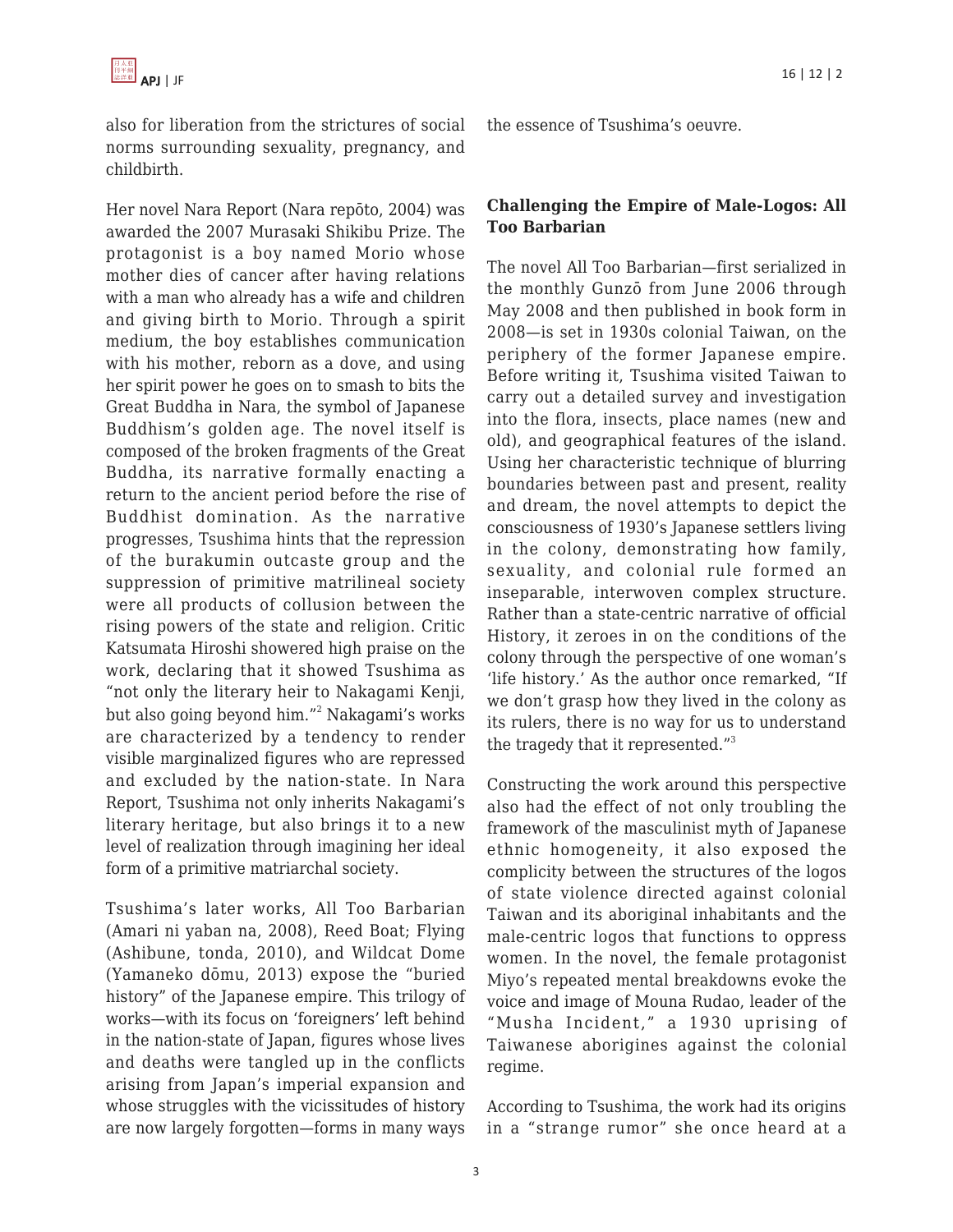also for liberation from the strictures of social norms surrounding sexuality, pregnancy, and childbirth.

Her novel Nara Report (Nara repōto, 2004) was awarded the 2007 Murasaki Shikibu Prize. The protagonist is a boy named Morio whose mother dies of cancer after having relations with a man who already has a wife and children and giving birth to Morio. Through a spirit medium, the boy establishes communication with his mother, reborn as a dove, and using her spirit power he goes on to smash to bits the Great Buddha in Nara, the symbol of Japanese Buddhism's golden age. The novel itself is composed of the broken fragments of the Great Buddha, its narrative formally enacting a return to the ancient period before the rise of Buddhist domination. As the narrative progresses, Tsushima hints that the repression of the burakumin outcaste group and the suppression of primitive matrilineal society were all products of collusion between the rising powers of the state and religion. Critic Katsumata Hiroshi showered high praise on the work, declaring that it showed Tsushima as "not only the literary heir to Nakagami Kenji, but also going beyond him."[2] Nakagami's works are characterized by a tendency to render visible marginalized figures who are repressed and excluded by the nation-state. In Nara Report, Tsushima not only inherits Nakagami's literary heritage, but also brings it to a new level of realization through imagining her ideal form of a primitive matriarchal society.

Tsushima's later works, All Too Barbarian (Amari ni yaban na, 2008), Reed Boat; Flying (Ashibune, tonda, 2010), and Wildcat Dome (Yamaneko dōmu, 2013) expose the "buried history" of the Japanese empire. This trilogy of works—with its focus on 'foreigners' left behind in the nation-state of Japan, figures whose lives and deaths were tangled up in the conflicts arising from Japan's imperial expansion and whose struggles with the vicissitudes of history are now largely forgotten—forms in many ways the essence of Tsushima's oeuvre.

**Challenging the Empire of Male-Logos: All Too Barbarian**

The novel All Too Barbarian—first serialized in the monthly Gunzō from June 2006 through May 2008 and then published in book form in 2008—is set in 1930s colonial Taiwan, on the periphery of the former Japanese empire. Before writing it, Tsushima visited Taiwan to carry out a detailed survey and investigation into the flora, insects, place names (new and old), and geographical features of the island. Using her characteristic technique of blurring boundaries between past and present, reality and dream, the novel attempts to depict the consciousness of 1930's Japanese settlers living in the colony, demonstrating how family, sexuality, and colonial rule formed an inseparable, interwoven complex structure. Rather than a state-centric narrative of official History, it zeroes in on the conditions of the colony through the perspective of one woman's 'life history.' As the author once remarked, "If we don't grasp how they lived in the colony as its rulers, there is no way for us to understand the tragedy that it represented."[3]

Constructing the work around this perspective also had the effect of not only troubling the framework of the masculinist myth of Japanese ethnic homogeneity, it also exposed the complicity between the structures of the logos of state violence directed against colonial Taiwan and its aboriginal inhabitants and the male-centric logos that functions to oppress women. In the novel, the female protagonist Miyo's repeated mental breakdowns evoke the voice and image of Mouna Rudao, leader of the "Musha Incident," a 1930 uprising of Taiwanese aborigines against the colonial regime.

According to Tsushima, the work had its origins in a "strange rumor" she once heard at a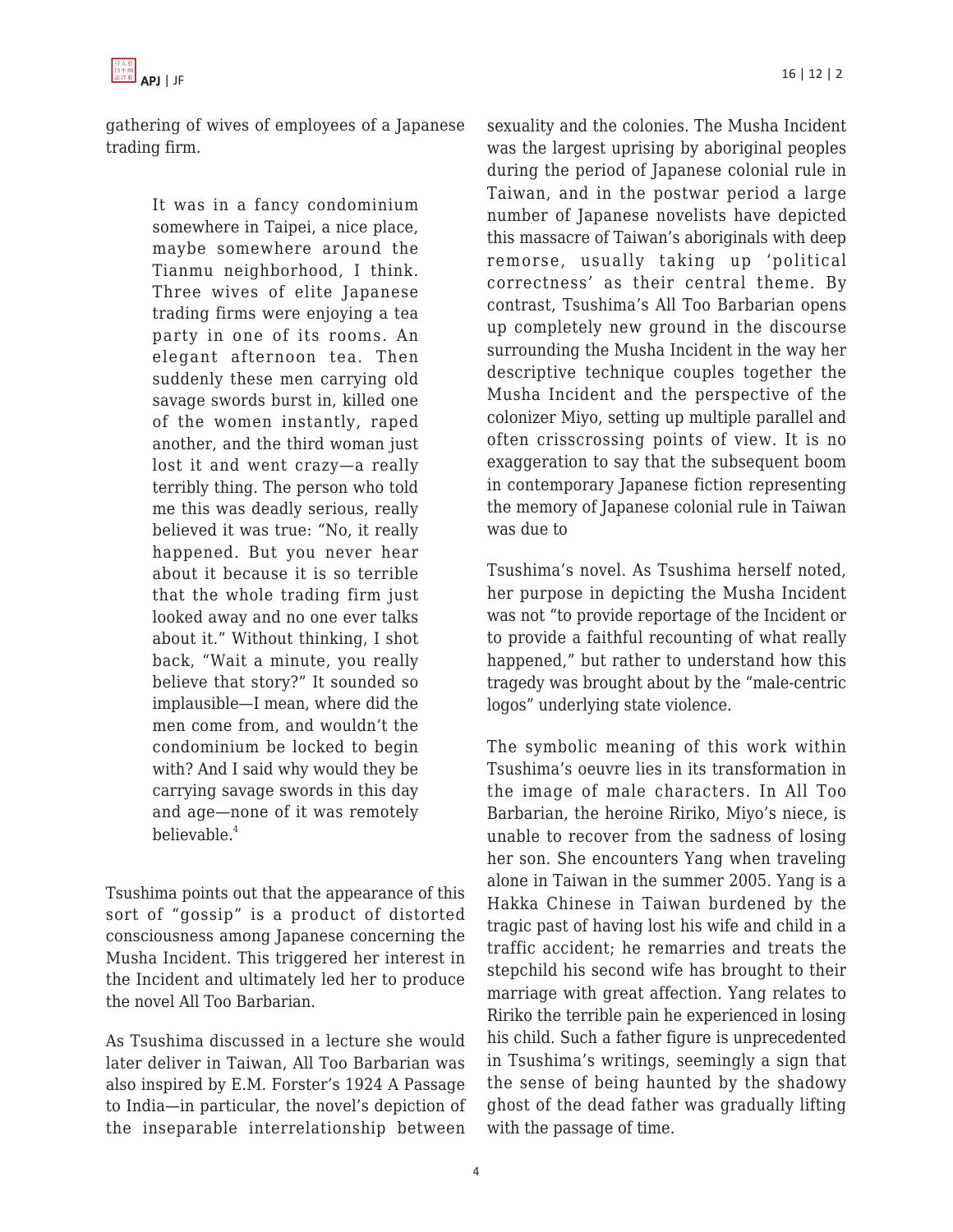gathering of wives of employees of a Japanese trading firm.

> It was in a fancy condominium somewhere in Taipei, a nice place, maybe somewhere around the Tianmu neighborhood, I think. Three wives of elite Japanese trading firms were enjoying a tea party in one of its rooms. An elegant afternoon tea. Then suddenly these men carrying old savage swords burst in, killed one of the women instantly, raped another, and the third woman just lost it and went crazy—a really terribly thing. The person who told me this was deadly serious, really believed it was true: "No, it really happened. But you never hear about it because it is so terrible that the whole trading firm just looked away and no one ever talks about it." Without thinking, I shot back, "Wait a minute, you really believe that story?" It sounded so implausible—I mean, where did the men come from, and wouldn't the condominium be locked to begin with? And I said why would they be carrying savage swords in this day and age—none of it was remotely believable.[4]

Tsushima points out that the appearance of this sort of "gossip" is a product of distorted consciousness among Japanese concerning the Musha Incident. This triggered her interest in the Incident and ultimately led her to produce the novel All Too Barbarian.

As Tsushima discussed in a lecture she would later deliver in Taiwan, All Too Barbarian was also inspired by E.M. Forster's 1924 A Passage to India—in particular, the novel's depiction of the inseparable interrelationship between sexuality and the colonies. The Musha Incident was the largest uprising by aboriginal peoples during the period of Japanese colonial rule in Taiwan, and in the postwar period a large number of Japanese novelists have depicted this massacre of Taiwan's aboriginals with deep remorse, usually taking up 'political correctness' as their central theme. By contrast, Tsushima's All Too Barbarian opens up completely new ground in the discourse surrounding the Musha Incident in the way her descriptive technique couples together the Musha Incident and the perspective of the colonizer Miyo, setting up multiple parallel and often crisscrossing points of view. It is no exaggeration to say that the subsequent boom in contemporary Japanese fiction representing the memory of Japanese colonial rule in Taiwan was due to Tsushima's novel. As Tsushima herself noted, her purpose in depicting the Musha Incident was not "to provide reportage of the Incident or to provide a faithful recounting of what really happened," but rather to understand how this tragedy was brought about by the "male-centric logos" underlying state violence.

The symbolic meaning of this work within Tsushima's oeuvre lies in its transformation in the image of male characters. In All Too Barbarian, the heroine Ririko, Miyo's niece, is unable to recover from the sadness of losing her son. She encounters Yang when traveling alone in Taiwan in the summer 2005. Yang is a Hakka Chinese in Taiwan burdened by the tragic past of having lost his wife and child in a traffic accident; he remarries and treats the stepchild his second wife has brought to their marriage with great affection. Yang relates to Ririko the terrible pain he experienced in losing his child. Such a father figure is unprecedented in Tsushima's writings, seemingly a sign that the sense of being haunted by the shadowy ghost of the dead father was gradually lifting with the passage of time.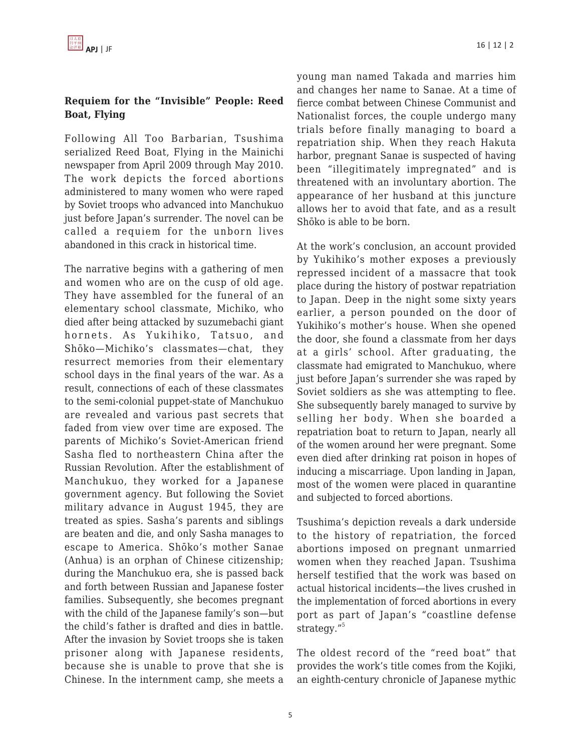### Requiem for the "Invisible" People: Reed Boat, Flying

Following All Too Barbarian, Tsushima serialized Reed Boat, Flying in the Mainichi newspaper from April 2009 through May 2010. The work depicts the forced abortions administered to many women who were raped by Soviet troops who advanced into Manchukuo just before Japan's surrender. The novel can be called a requiem for the unborn lives abandoned in this crack in historical time.

The narrative begins with a gathering of men and women who are on the cusp of old age. They have assembled for the funeral of an elementary school classmate, Michiko, who died after being attacked by suzumebachi giant hornets. As Yukihiko, Tatsuo, and Shōko—Michiko's classmates—chat, they resurrect memories from their elementary school days in the final years of the war. As a result, connections of each of these classmates to the semi-colonial puppet-state of Manchukuo are revealed and various past secrets that faded from view over time are exposed. The parents of Michiko's Soviet-American friend Sasha fled to northeastern China after the Russian Revolution. After the establishment of Manchukuo, they worked for a Japanese government agency. But following the Soviet military advance in August 1945, they are treated as spies. Sasha's parents and siblings are beaten and die, and only Sasha manages to escape to America. Shōko's mother Sanae (Anhua) is an orphan of Chinese citizenship; during the Manchukuo era, she is passed back and forth between Russian and Japanese foster families. Subsequently, she becomes pregnant with the child of the Japanese family's son—but the child's father is drafted and dies in battle. After the invasion by Soviet troops she is taken prisoner along with Japanese residents, because she is unable to prove that she is Chinese. In the internment camp, she meets a young man named Takada and marries him and changes her name to Sanae. At a time of fierce combat between Chinese Communist and Nationalist forces, the couple undergo many trials before finally managing to board a repatriation ship. When they reach Hakuta harbor, pregnant Sanae is suspected of having been "illegitimately impregnated" and is threatened with an involuntary abortion. The appearance of her husband at this juncture allows her to avoid that fate, and as a result Shōko is able to be born.

At the work's conclusion, an account provided by Yukihiko's mother exposes a previously repressed incident of a massacre that took place during the history of postwar repatriation to Japan. Deep in the night some sixty years earlier, a person pounded on the door of Yukihiko's mother's house. When she opened the door, she found a classmate from her days at a girls' school. After graduating, the classmate had emigrated to Manchukuo, where just before Japan's surrender she was raped by Soviet soldiers as she was attempting to flee. She subsequently barely managed to survive by selling her body. When she boarded a repatriation boat to return to Japan, nearly all of the women around her were pregnant. Some even died after drinking rat poison in hopes of inducing a miscarriage. Upon landing in Japan, most of the women were placed in quarantine and subjected to forced abortions.

Tsushima's depiction reveals a dark underside to the history of repatriation, the forced abortions imposed on pregnant unmarried women when they reached Japan. Tsushima herself testified that the work was based on actual historical incidents—the lives crushed in the implementation of forced abortions in every port as part of Japan's "coastline defense strategy."[5]

The oldest record of the "reed boat" that provides the work's title comes from the Kojiki, an eighth-century chronicle of Japanese mythic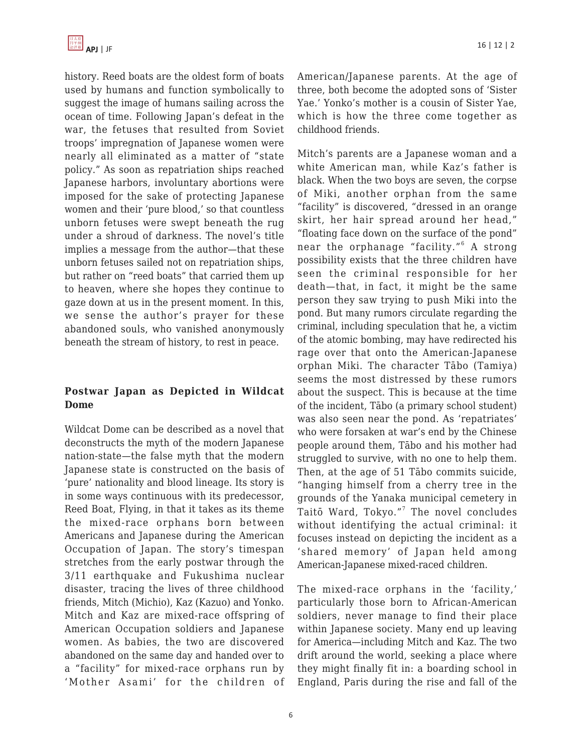history. Reed boats are the oldest form of boats used by humans and function symbolically to suggest the image of humans sailing across the ocean of time. Following Japan's defeat in the war, the fetuses that resulted from Soviet troops' impregnation of Japanese women were nearly all eliminated as a matter of "state policy." As soon as repatriation ships reached Japanese harbors, involuntary abortions were imposed for the sake of protecting Japanese women and their 'pure blood,' so that countless unborn fetuses were swept beneath the rug under a shroud of darkness. The novel's title implies a message from the author—that these unborn fetuses sailed not on repatriation ships, but rather on "reed boats" that carried them up to heaven, where she hopes they continue to gaze down at us in the present moment. In this, we sense the author's prayer for these abandoned souls, who vanished anonymously beneath the stream of history, to rest in peace.

## Postwar Japan as Depicted in Wildcat Dome

Wildcat Dome can be described as a novel that deconstructs the myth of the modern Japanese nation-state—the false myth that the modern Japanese state is constructed on the basis of 'pure' nationality and blood lineage. Its story is in some ways continuous with its predecessor, Reed Boat, Flying, in that it takes as its theme the mixed-race orphans born between Americans and Japanese during the American Occupation of Japan. The story's timespan stretches from the early postwar through the 3/11 earthquake and Fukushima nuclear disaster, tracing the lives of three childhood friends, Mitch (Michio), Kaz (Kazuo) and Yonko. Mitch and Kaz are mixed-race offspring of American Occupation soldiers and Japanese women. As babies, the two are discovered abandoned on the same day and handed over to a "facility" for mixed-race orphans run by 'Mother Asami' for the children of American/Japanese parents. At the age of three, both become the adopted sons of 'Sister Yae.' Yonko's mother is a cousin of Sister Yae, which is how the three come together as childhood friends.

Mitch's parents are a Japanese woman and a white American man, while Kaz's father is black. When the two boys are seven, the corpse of Miki, another orphan from the same "facility" is discovered, "dressed in an orange skirt, her hair spread around her head," "floating face down on the surface of the pond" near the orphanage "facility."[6] A strong possibility exists that the three children have seen the criminal responsible for her death—that, in fact, it might be the same person they saw trying to push Miki into the pond. But many rumors circulate regarding the criminal, including speculation that he, a victim of the atomic bombing, may have redirected his rage over that onto the American-Japanese orphan Miki. The character Tābo (Tamiya) seems the most distressed by these rumors about the suspect. This is because at the time of the incident, Tābo (a primary school student) was also seen near the pond. As 'repatriates' who were forsaken at war's end by the Chinese people around them, Tābo and his mother had struggled to survive, with no one to help them. Then, at the age of 51 Tābo commits suicide, "hanging himself from a cherry tree in the grounds of the Yanaka municipal cemetery in Taitō Ward, Tokyo."[7] The novel concludes without identifying the actual criminal: it focuses instead on depicting the incident as a 'shared memory' of Japan held among American-Japanese mixed-raced children.

The mixed-race orphans in the 'facility,' particularly those born to African-American soldiers, never manage to find their place within Japanese society. Many end up leaving for America—including Mitch and Kaz. The two drift around the world, seeking a place where they might finally fit in: a boarding school in England, Paris during the rise and fall of the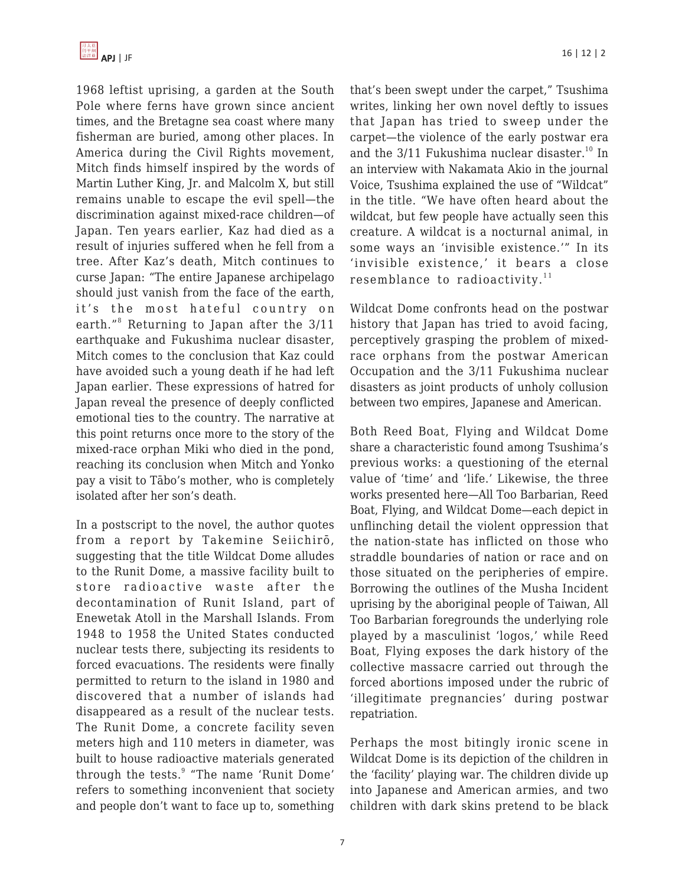1968 leftist uprising, a garden at the South Pole where ferns have grown since ancient times, and the Bretagne sea coast where many fisherman are buried, among other places. In America during the Civil Rights movement, Mitch finds himself inspired by the words of Martin Luther King, Jr. and Malcolm X, but still remains unable to escape the evil spell—the discrimination against mixed-race children—of Japan. Ten years earlier, Kaz had died as a result of injuries suffered when he fell from a tree. After Kaz's death, Mitch continues to curse Japan: "The entire Japanese archipelago should just vanish from the face of the earth, it's the most hateful country on earth."[8] Returning to Japan after the 3/11 earthquake and Fukushima nuclear disaster, Mitch comes to the conclusion that Kaz could have avoided such a young death if he had left Japan earlier. These expressions of hatred for Japan reveal the presence of deeply conflicted emotional ties to the country. The narrative at this point returns once more to the story of the mixed-race orphan Miki who died in the pond, reaching its conclusion when Mitch and Yonko pay a visit to Tābo's mother, who is completely isolated after her son's death.

In a postscript to the novel, the author quotes from a report by Takemine Seiichirō, suggesting that the title Wildcat Dome alludes to the Runit Dome, a massive facility built to store radioactive waste after the decontamination of Runit Island, part of Enewetak Atoll in the Marshall Islands. From 1948 to 1958 the United States conducted nuclear tests there, subjecting its residents to forced evacuations. The residents were finally permitted to return to the island in 1980 and discovered that a number of islands had disappeared as a result of the nuclear tests. The Runit Dome, a concrete facility seven meters high and 110 meters in diameter, was built to house radioactive materials generated through the tests.[9] "The name 'Runit Dome' refers to something inconvenient that society and people don't want to face up to, something that's been swept under the carpet," Tsushima writes, linking her own novel deftly to issues that Japan has tried to sweep under the carpet—the violence of the early postwar era and the 3/11 Fukushima nuclear disaster.[10] In an interview with Nakamata Akio in the journal Voice, Tsushima explained the use of "Wildcat" in the title. "We have often heard about the wildcat, but few people have actually seen this creature. A wildcat is a nocturnal animal, in some ways an 'invisible existence.'" In its 'invisible existence,' it bears a close resemblance to radioactivity.[11]

Wildcat Dome confronts head on the postwar history that Japan has tried to avoid facing, perceptively grasping the problem of mixed-race orphans from the postwar American Occupation and the 3/11 Fukushima nuclear disasters as joint products of unholy collusion between two empires, Japanese and American.

Both Reed Boat, Flying and Wildcat Dome share a characteristic found among Tsushima's previous works: a questioning of the eternal value of 'time' and 'life.' Likewise, the three works presented here—All Too Barbarian, Reed Boat, Flying, and Wildcat Dome—each depict in unflinching detail the violent oppression that the nation-state has inflicted on those who straddle boundaries of nation or race and on those situated on the peripheries of empire. Borrowing the outlines of the Musha Incident uprising by the aboriginal people of Taiwan, All Too Barbarian foregrounds the underlying role played by a masculinist 'logos,' while Reed Boat, Flying exposes the dark history of the collective massacre carried out through the forced abortions imposed under the rubric of 'illegitimate pregnancies' during postwar repatriation.

Perhaps the most bitingly ironic scene in Wildcat Dome is its depiction of the children in the 'facility' playing war. The children divide up into Japanese and American armies, and two children with dark skins pretend to be black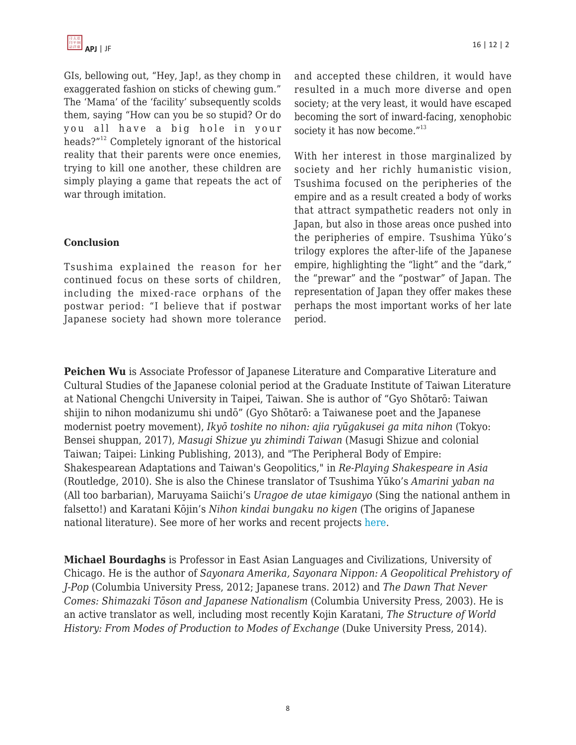GIs, bellowing out, "Hey, Jap!, as they chomp in exaggerated fashion on sticks of chewing gum." The 'Mama' of the 'facility' subsequently scolds them, saying "How can you be so stupid? Or do you all have a big hole in your heads?"[12] Completely ignorant of the historical reality that their parents were once enemies, trying to kill one another, these children are simply playing a game that repeats the act of war through imitation.

**Conclusion**

Tsushima explained the reason for her continued focus on these sorts of children, including the mixed-race orphans of the postwar period: "I believe that if postwar Japanese society had shown more tolerance and accepted these children, it would have resulted in a much more diverse and open society; at the very least, it would have escaped becoming the sort of inward-facing, xenophobic society it has now become."[13]

With her interest in those marginalized by society and her richly humanistic vision, Tsushima focused on the peripheries of the empire and as a result created a body of works that attract sympathetic readers not only in Japan, but also in those areas once pushed into the peripheries of empire. Tsushima Yūko's trilogy explores the after-life of the Japanese empire, highlighting the "light" and the "dark," the "prewar" and the "postwar" of Japan. The representation of Japan they offer makes these perhaps the most important works of her late period.

**Peichen Wu** is Associate Professor of Japanese Literature and Comparative Literature and Cultural Studies of the Japanese colonial period at the Graduate Institute of Taiwan Literature at National Chengchi University in Taipei, Taiwan. She is author of "Gyo Shōtarō: Taiwan shijin to nihon modanizumu shi undō" (Gyo Shōtarō: a Taiwanese poet and the Japanese modernist poetry movement), *Ikyō toshite no nihon: ajia ryūgakusei ga mita nihon* (Tokyo: Bensei shuppan, 2017), *Masugi Shizue yu zhimindi Taiwan* (Masugi Shizue and colonial Taiwan; Taipei: Linking Publishing, 2013), and "The Peripheral Body of Empire: Shakespearean Adaptations and Taiwan's Geopolitics," in *Re-Playing Shakespeare in Asia* (Routledge, 2010). She is also the Chinese translator of Tsushima Yūko's *Amarini yaban na* (All too barbarian), Maruyama Saiichi's *Uragoe de utae kimigayo* (Sing the national anthem in falsetto!) and Karatani Kōjin's *Nihon kindai bungaku no kigen* (The origins of Japanese national literature). See more of her works and recent projects here.

**Michael Bourdaghs** is Professor in East Asian Languages and Civilizations, University of Chicago. He is the author of *Sayonara Amerika, Sayonara Nippon: A Geopolitical Prehistory of J-Pop* (Columbia University Press, 2012; Japanese trans. 2012) and *The Dawn That Never Comes: Shimazaki Tōson and Japanese Nationalism* (Columbia University Press, 2003). He is an active translator as well, including most recently Kojin Karatani, *The Structure of World History: From Modes of Production to Modes of Exchange* (Duke University Press, 2014).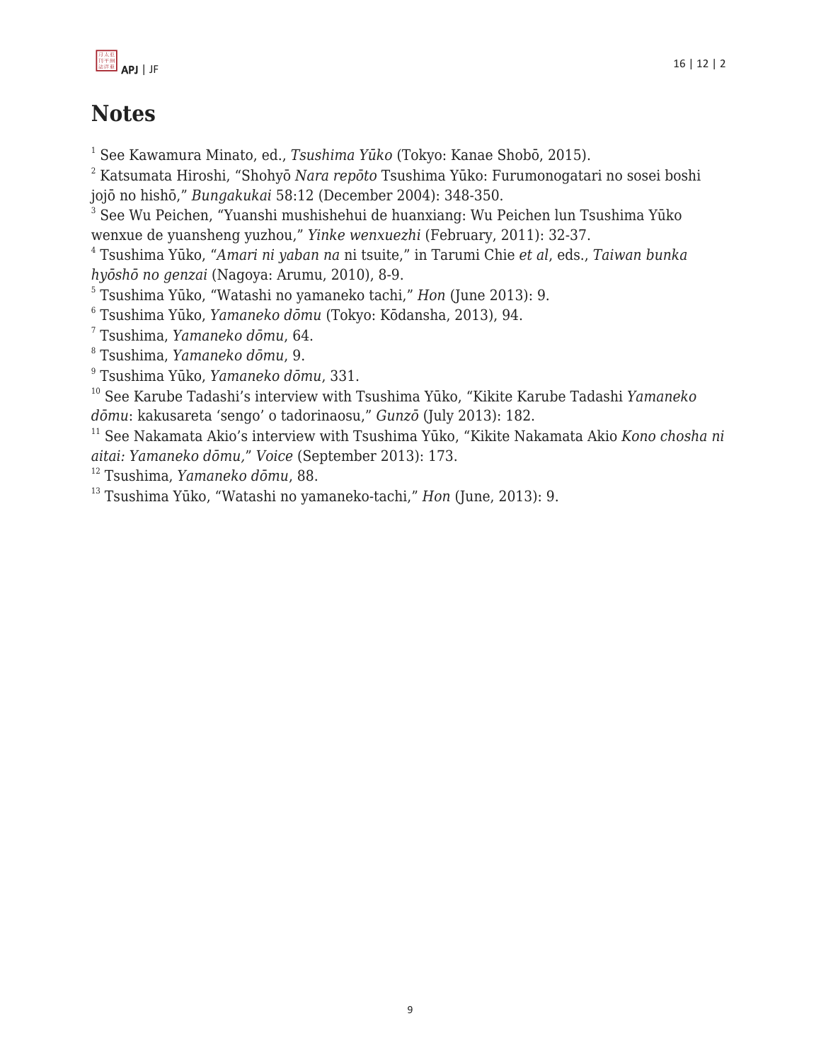# Notes

[1] See Kawamura Minato, ed., *Tsushima Yūko* (Tokyo: Kanae Shobō, 2015).
[2] Katsumata Hiroshi, "Shohyō *Nara repōto* Tsushima Yūko: Furumonogatari no sosei boshi jojō no hishō," *Bungakukai* 58:12 (December 2004): 348-350.
[3] See Wu Peichen, "Yuanshi mushishehui de huanxiang: Wu Peichen lun Tsushima Yūko wenxue de yuansheng yuzhou," *Yinke wenxuezhi* (February, 2011): 32-37.
[4] Tsushima Yūko, "*Amari ni yaban na* ni tsuite," in Tarumi Chie *et al*, eds., *Taiwan bunka hyōshō no genzai* (Nagoya: Arumu, 2010), 8-9.
[5] Tsushima Yūko, "Watashi no yamaneko tachi," *Hon* (June 2013): 9.
[6] Tsushima Yūko, *Yamaneko dōmu* (Tokyo: Kōdansha, 2013), 94.
[7] Tsushima, *Yamaneko dōmu*, 64.
[8] Tsushima, *Yamaneko dōmu*, 9.
[9] Tsushima Yūko, *Yamaneko dōmu*, 331.
[10] See Karube Tadashi's interview with Tsushima Yūko, "Kikite Karube Tadashi *Yamaneko dōmu*: kakusareta 'sengo' o tadorinaosu," *Gunzō* (July 2013): 182.
[11] See Nakamata Akio's interview with Tsushima Yūko, "Kikite Nakamata Akio *Kono chosha ni aitai: Yamaneko dōmu,*" *Voice* (September 2013): 173.
[12] Tsushima, *Yamaneko dōmu*, 88.
[13] Tsushima Yūko, "Watashi no yamaneko-tachi," *Hon* (June, 2013): 9.